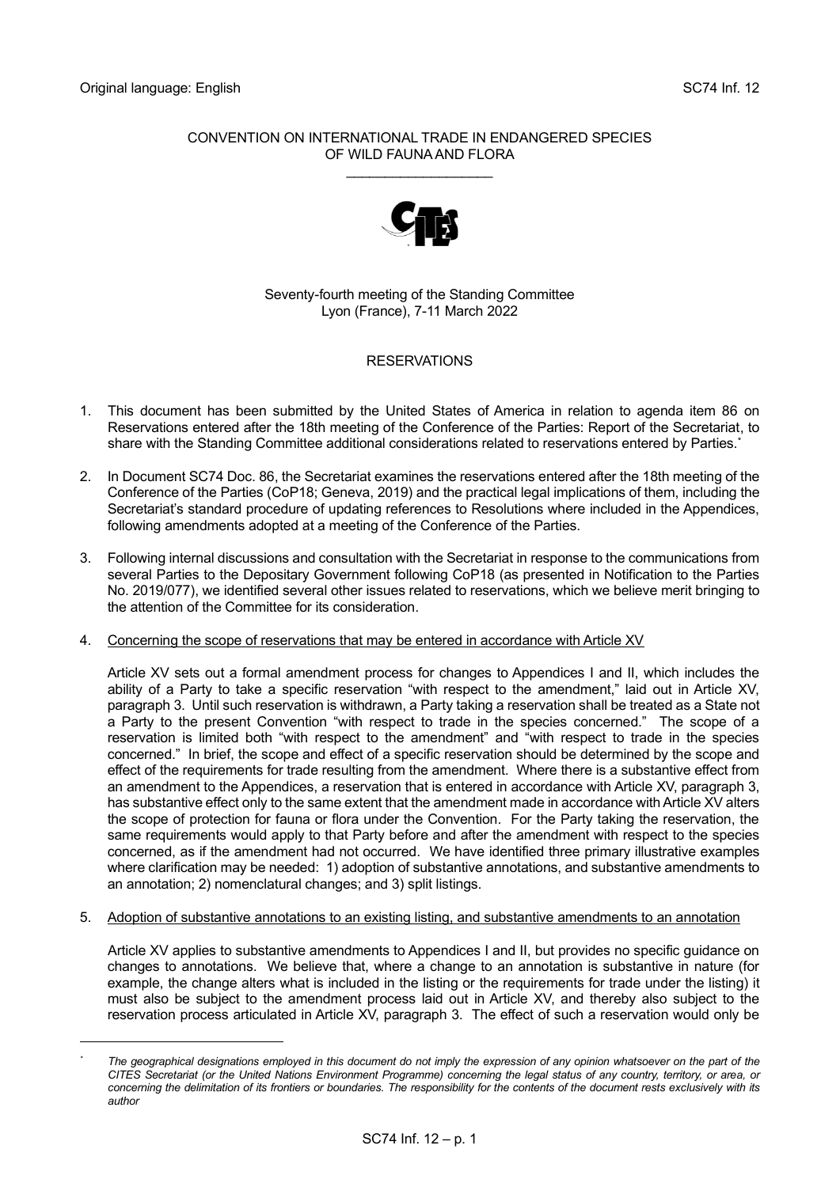Original language: English SC74 Inf. 12

CONVENTION ON INTERNATIONAL TRADE IN ENDANGERED SPECIES OF WILD FAUNA AND FLORA

Seventy-fourth meeting of the Standing Committee
Lyon (France), 7-11 March 2022

# RESERVATIONS

1. This document has been submitted by the United States of America in relation to agenda item 86 on Reservations entered after the 18th meeting of the Conference of the Parties: Report of the Secretariat, to share with the Standing Committee additional considerations related to reservations entered by Parties.*

2. In Document SC74 Doc. 86, the Secretariat examines the reservations entered after the 18th meeting of the Conference of the Parties (CoP18; Geneva, 2019) and the practical legal implications of them, including the Secretariat's standard procedure of updating references to Resolutions where included in the Appendices, following amendments adopted at a meeting of the Conference of the Parties.

3. Following internal discussions and consultation with the Secretariat in response to the communications from several Parties to the Depositary Government following CoP18 (as presented in Notification to the Parties No. 2019/077), we identified several other issues related to reservations, which we believe merit bringing to the attention of the Committee for its consideration.

4. Concerning the scope of reservations that may be entered in accordance with Article XV

   Article XV sets out a formal amendment process for changes to Appendices I and II, which includes the ability of a Party to take a specific reservation "with respect to the amendment," laid out in Article XV, paragraph 3. Until such reservation is withdrawn, a Party taking a reservation shall be treated as a State not a Party to the present Convention "with respect to trade in the species concerned." The scope of a reservation is limited both "with respect to the amendment" and "with respect to trade in the species concerned." In brief, the scope and effect of a specific reservation should be determined by the scope and effect of the requirements for trade resulting from the amendment. Where there is a substantive effect from an amendment to the Appendices, a reservation that is entered in accordance with Article XV, paragraph 3, has substantive effect only to the same extent that the amendment made in accordance with Article XV alters the scope of protection for fauna or flora under the Convention. For the Party taking the reservation, the same requirements would apply to that Party before and after the amendment with respect to the species concerned, as if the amendment had not occurred. We have identified three primary illustrative examples where clarification may be needed: 1) adoption of substantive annotations, and substantive amendments to an annotation; 2) nomenclatural changes; and 3) split listings.

5. Adoption of substantive annotations to an existing listing, and substantive amendments to an annotation

   Article XV applies to substantive amendments to Appendices I and II, but provides no specific guidance on changes to annotations. We believe that, where a change to an annotation is substantive in nature (for example, the change alters what is included in the listing or the requirements for trade under the listing) it must also be subject to the amendment process laid out in Article XV, and thereby also subject to the reservation process articulated in Article XV, paragraph 3. The effect of such a reservation would only be

---

* *The geographical designations employed in this document do not imply the expression of any opinion whatsoever on the part of the CITES Secretariat (or the United Nations Environment Programme) concerning the legal status of any country, territory, or area, or concerning the delimitation of its frontiers or boundaries. The responsibility for the contents of the document rests exclusively with its author*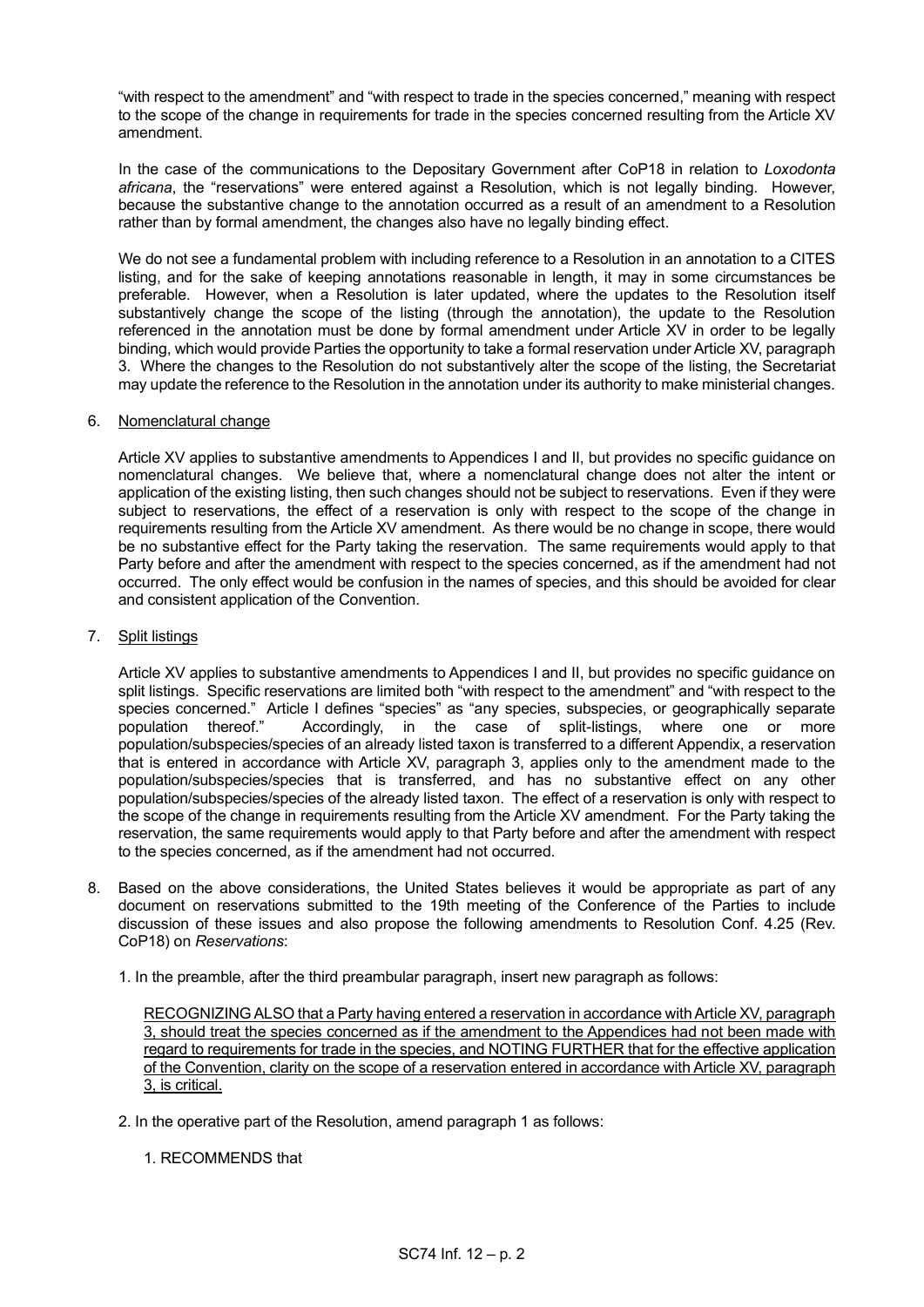"with respect to the amendment" and "with respect to trade in the species concerned," meaning with respect to the scope of the change in requirements for trade in the species concerned resulting from the Article XV amendment.

In the case of the communications to the Depositary Government after CoP18 in relation to *Loxodonta africana*, the "reservations" were entered against a Resolution, which is not legally binding. However, because the substantive change to the annotation occurred as a result of an amendment to a Resolution rather than by formal amendment, the changes also have no legally binding effect.

We do not see a fundamental problem with including reference to a Resolution in an annotation to a CITES listing, and for the sake of keeping annotations reasonable in length, it may in some circumstances be preferable. However, when a Resolution is later updated, where the updates to the Resolution itself substantively change the scope of the listing (through the annotation), the update to the Resolution referenced in the annotation must be done by formal amendment under Article XV in order to be legally binding, which would provide Parties the opportunity to take a formal reservation under Article XV, paragraph 3. Where the changes to the Resolution do not substantively alter the scope of the listing, the Secretariat may update the reference to the Resolution in the annotation under its authority to make ministerial changes.

6. Nomenclatural change

   Article XV applies to substantive amendments to Appendices I and II, but provides no specific guidance on nomenclatural changes. We believe that, where a nomenclatural change does not alter the intent or application of the existing listing, then such changes should not be subject to reservations. Even if they were subject to reservations, the effect of a reservation is only with respect to the scope of the change in requirements resulting from the Article XV amendment. As there would be no change in scope, there would be no substantive effect for the Party taking the reservation. The same requirements would apply to that Party before and after the amendment with respect to the species concerned, as if the amendment had not occurred. The only effect would be confusion in the names of species, and this should be avoided for clear and consistent application of the Convention.

7. Split listings

   Article XV applies to substantive amendments to Appendices I and II, but provides no specific guidance on split listings. Specific reservations are limited both "with respect to the amendment" and "with respect to the species concerned." Article I defines "species" as "any species, subspecies, or geographically separate population thereof." Accordingly, in the case of split-listings, where one or more population/subspecies/species of an already listed taxon is transferred to a different Appendix, a reservation that is entered in accordance with Article XV, paragraph 3, applies only to the amendment made to the population/subspecies/species that is transferred, and has no substantive effect on any other population/subspecies/species of the already listed taxon. The effect of a reservation is only with respect to the scope of the change in requirements resulting from the Article XV amendment. For the Party taking the reservation, the same requirements would apply to that Party before and after the amendment with respect to the species concerned, as if the amendment had not occurred.

8. Based on the above considerations, the United States believes it would be appropriate as part of any document on reservations submitted to the 19th meeting of the Conference of the Parties to include discussion of these issues and also propose the following amendments to Resolution Conf. 4.25 (Rev. CoP18) on *Reservations*:

   1. In the preamble, after the third preambular paragraph, insert new paragraph as follows:

      <u>RECOGNIZING ALSO that a Party having entered a reservation in accordance with Article XV, paragraph 3, should treat the species concerned as if the amendment to the Appendices had not been made with regard to requirements for trade in the species, and NOTING FURTHER that for the effective application of the Convention, clarity on the scope of a reservation entered in accordance with Article XV, paragraph 3, is critical.</u>

   2. In the operative part of the Resolution, amend paragraph 1 as follows:

      1. RECOMMENDS that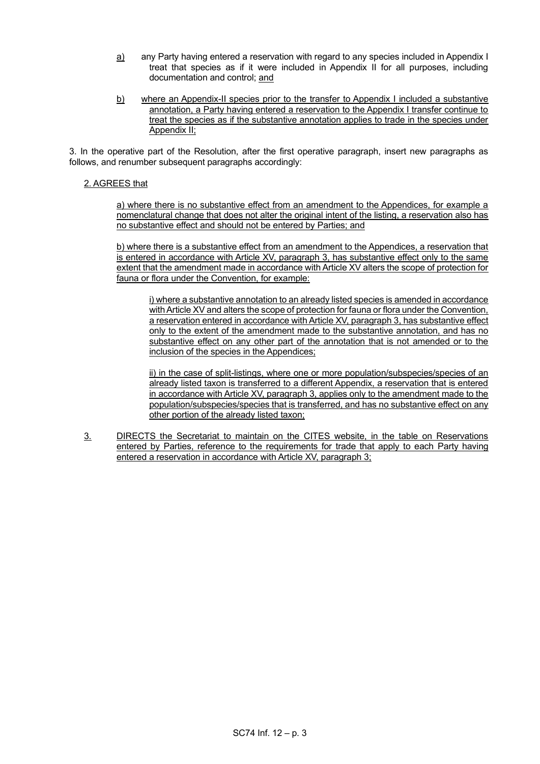a) any Party having entered a reservation with regard to any species included in Appendix I treat that species as if it were included in Appendix II for all purposes, including documentation and control; and

b) where an Appendix-II species prior to the transfer to Appendix I included a substantive annotation, a Party having entered a reservation to the Appendix I transfer continue to treat the species as if the substantive annotation applies to trade in the species under Appendix II;

3. In the operative part of the Resolution, after the first operative paragraph, insert new paragraphs as follows, and renumber subsequent paragraphs accordingly:

2. AGREES that

a) where there is no substantive effect from an amendment to the Appendices, for example a nomenclatural change that does not alter the original intent of the listing, a reservation also has no substantive effect and should not be entered by Parties; and

b) where there is a substantive effect from an amendment to the Appendices, a reservation that is entered in accordance with Article XV, paragraph 3, has substantive effect only to the same extent that the amendment made in accordance with Article XV alters the scope of protection for fauna or flora under the Convention, for example:

i) where a substantive annotation to an already listed species is amended in accordance with Article XV and alters the scope of protection for fauna or flora under the Convention, a reservation entered in accordance with Article XV, paragraph 3, has substantive effect only to the extent of the amendment made to the substantive annotation, and has no substantive effect on any other part of the annotation that is not amended or to the inclusion of the species in the Appendices;

ii) in the case of split-listings, where one or more population/subspecies/species of an already listed taxon is transferred to a different Appendix, a reservation that is entered in accordance with Article XV, paragraph 3, applies only to the amendment made to the population/subspecies/species that is transferred, and has no substantive effect on any other portion of the already listed taxon;

3. DIRECTS the Secretariat to maintain on the CITES website, in the table on Reservations entered by Parties, reference to the requirements for trade that apply to each Party having entered a reservation in accordance with Article XV, paragraph 3;